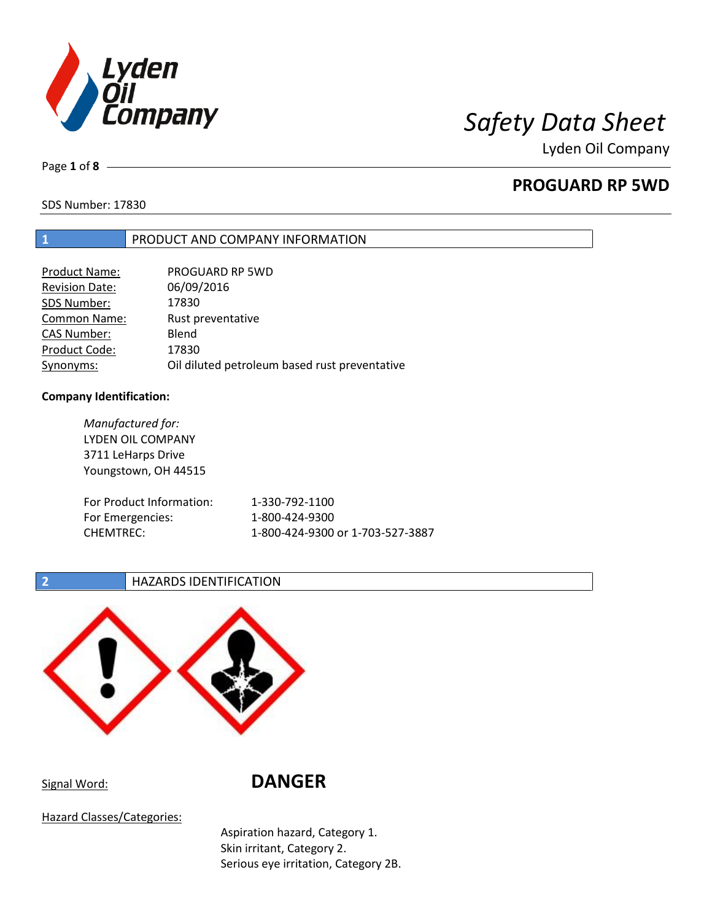# Safety Data Sheet

Lyden Oil Company

## PROGUARD RP 5WD

SDS Number: 17830

## 1 PRODUCT AND COMPANY INFORMATION

| | |
|---|---|
| Product Name: | PROGUARD RP 5WD |
| Revision Date: | 06/09/2016 |
| SDS Number: | 17830 |
| Common Name: | Rust preventative |
| CAS Number: | Blend |
| Product Code: | 17830 |
| Synonyms: | Oil diluted petroleum based rust preventative |

**Company Identification:**

*Manufactured for:*
LYDEN OIL COMPANY
3711 LeHarps Drive
Youngstown, OH 44515

| | |
|---|---|
| For Product Information: | 1-330-792-1100 |
| For Emergencies: | 1-800-424-9300 |
| CHEMTREC: | 1-800-424-9300 or 1-703-527-3887 |

## 2 HAZARDS IDENTIFICATION

Signal Word: **DANGER**

Hazard Classes/Categories:

Aspiration hazard, Category 1.
Skin irritant, Category 2.
Serious eye irritation, Category 2B.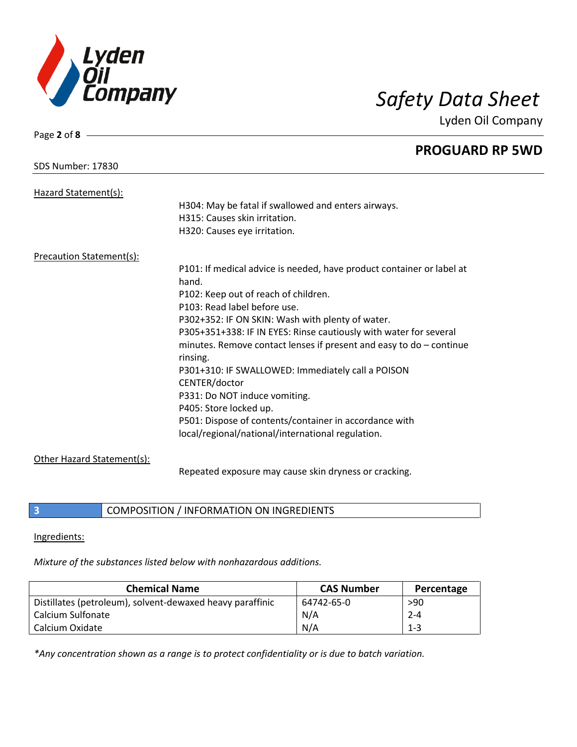SDS Number: 17830

Hazard Statement(s):

H304: May be fatal if swallowed and enters airways.
H315: Causes skin irritation.
H320: Causes eye irritation.

Precaution Statement(s):

P101: If medical advice is needed, have product container or label at hand.
P102: Keep out of reach of children.
P103: Read label before use.
P302+352: IF ON SKIN: Wash with plenty of water.
P305+351+338: IF IN EYES: Rinse cautiously with water for several minutes. Remove contact lenses if present and easy to do – continue rinsing.
P301+310: IF SWALLOWED: Immediately call a POISON CENTER/doctor
P331: Do NOT induce vomiting.
P405: Store locked up.
P501: Dispose of contents/container in accordance with local/regional/national/international regulation.

Other Hazard Statement(s):

Repeated exposure may cause skin dryness or cracking.

## 3 COMPOSITION / INFORMATION ON INGREDIENTS

Ingredients:

*Mixture of the substances listed below with nonhazardous additions.*

| Chemical Name | CAS Number | Percentage |
|---|---|---|
| Distillates (petroleum), solvent-dewaxed heavy paraffinic | 64742-65-0 | >90 |
| Calcium Sulfonate | N/A | 2-4 |
| Calcium Oxidate | N/A | 1-3 |

*\*Any concentration shown as a range is to protect confidentiality or is due to batch variation.*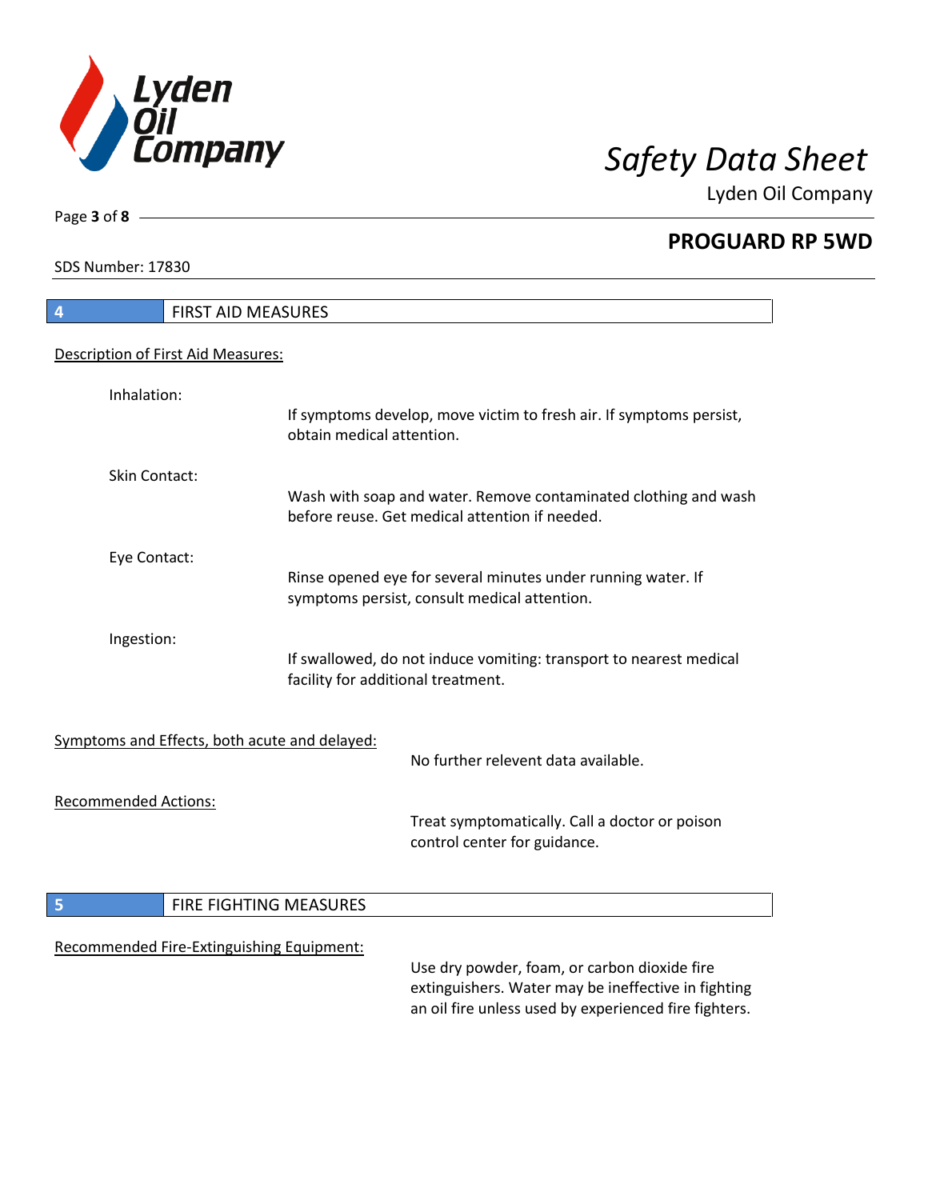## 4 FIRST AID MEASURES

Description of First Aid Measures:

**Inhalation:**
If symptoms develop, move victim to fresh air. If symptoms persist, obtain medical attention.

**Skin Contact:**
Wash with soap and water. Remove contaminated clothing and wash before reuse. Get medical attention if needed.

**Eye Contact:**
Rinse opened eye for several minutes under running water. If symptoms persist, consult medical attention.

**Ingestion:**
If swallowed, do not induce vomiting: transport to nearest medical facility for additional treatment.

Symptoms and Effects, both acute and delayed:

No further relevent data available.

Recommended Actions:

Treat symptomatically. Call a doctor or poison control center for guidance.

## 5 FIRE FIGHTING MEASURES

Recommended Fire-Extinguishing Equipment:

Use dry powder, foam, or carbon dioxide fire extinguishers. Water may be ineffective in fighting an oil fire unless used by experienced fire fighters.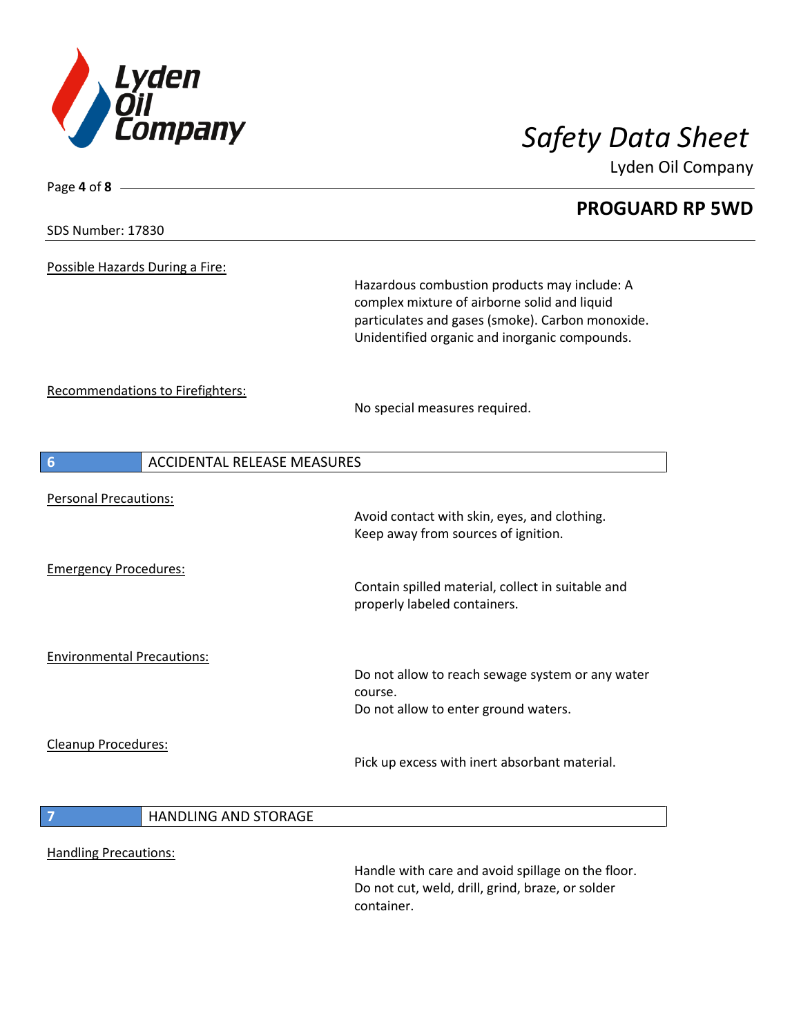**Possible Hazards During a Fire:**

Hazardous combustion products may include: A complex mixture of airborne solid and liquid particulates and gases (smoke). Carbon monoxide. Unidentified organic and inorganic compounds.

**Recommendations to Firefighters:**

No special measures required.

## 6 ACCIDENTAL RELEASE MEASURES

**Personal Precautions:**

Avoid contact with skin, eyes, and clothing.
Keep away from sources of ignition.

**Emergency Procedures:**

Contain spilled material, collect in suitable and properly labeled containers.

**Environmental Precautions:**

Do not allow to reach sewage system or any water course.
Do not allow to enter ground waters.

**Cleanup Procedures:**

Pick up excess with inert absorbant material.

## 7 HANDLING AND STORAGE

**Handling Precautions:**

Handle with care and avoid spillage on the floor.
Do not cut, weld, drill, grind, braze, or solder container.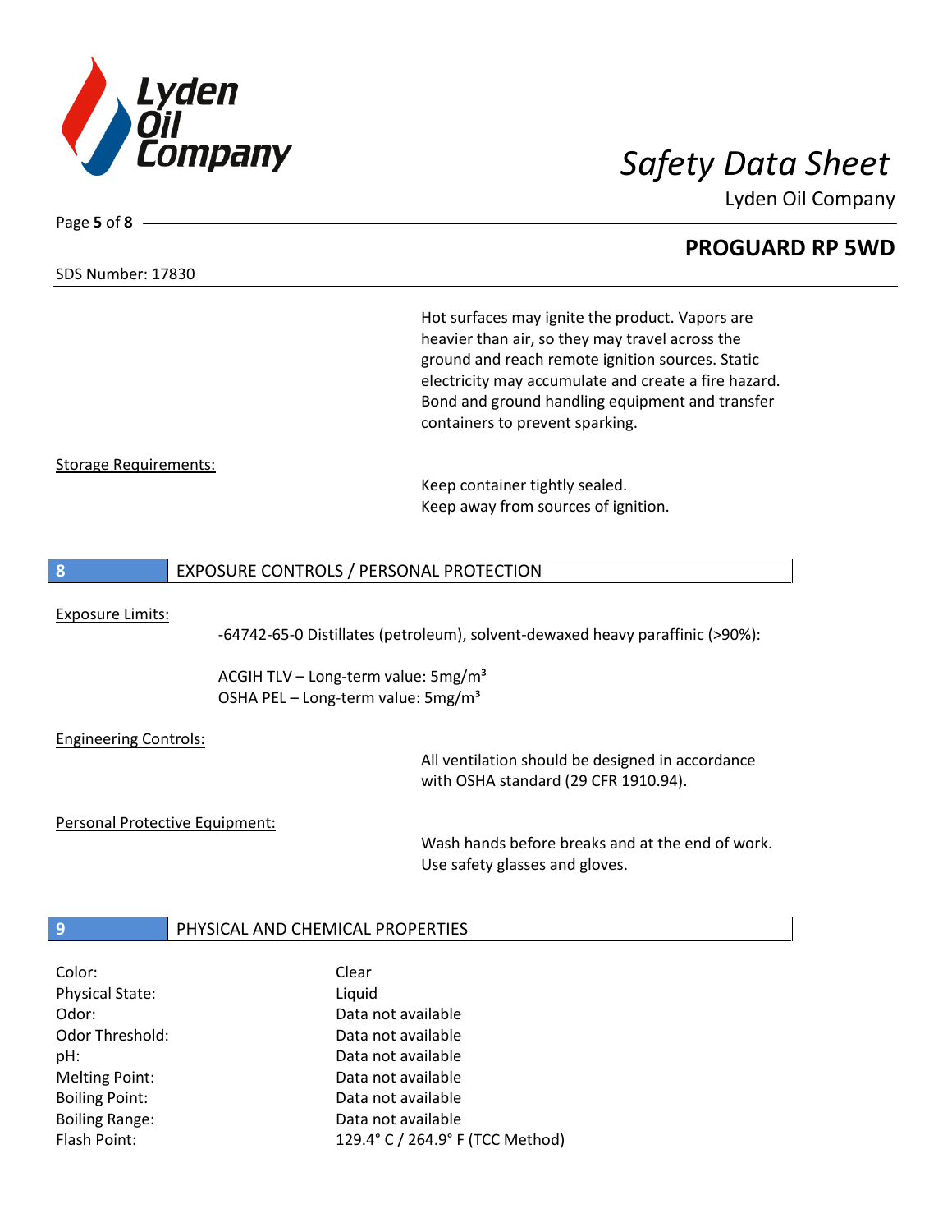Hot surfaces may ignite the product. Vapors are heavier than air, so they may travel across the ground and reach remote ignition sources. Static electricity may accumulate and create a fire hazard. Bond and ground handling equipment and transfer containers to prevent sparking.

Storage Requirements:

Keep container tightly sealed.
Keep away from sources of ignition.

## 8 EXPOSURE CONTROLS / PERSONAL PROTECTION

Exposure Limits:

-64742-65-0 Distillates (petroleum), solvent-dewaxed heavy paraffinic (>90%):

ACGIH TLV – Long-term value: 5mg/m³
OSHA PEL – Long-term value: 5mg/m³

Engineering Controls:

All ventilation should be designed in accordance with OSHA standard (29 CFR 1910.94).

Personal Protective Equipment:

Wash hands before breaks and at the end of work.
Use safety glasses and gloves.

## 9 PHYSICAL AND CHEMICAL PROPERTIES

| | |
|---|---|
| Color: | Clear |
| Physical State: | Liquid |
| Odor: | Data not available |
| Odor Threshold: | Data not available |
| pH: | Data not available |
| Melting Point: | Data not available |
| Boiling Point: | Data not available |
| Boiling Range: | Data not available |
| Flash Point: | 129.4° C / 264.9° F (TCC Method) |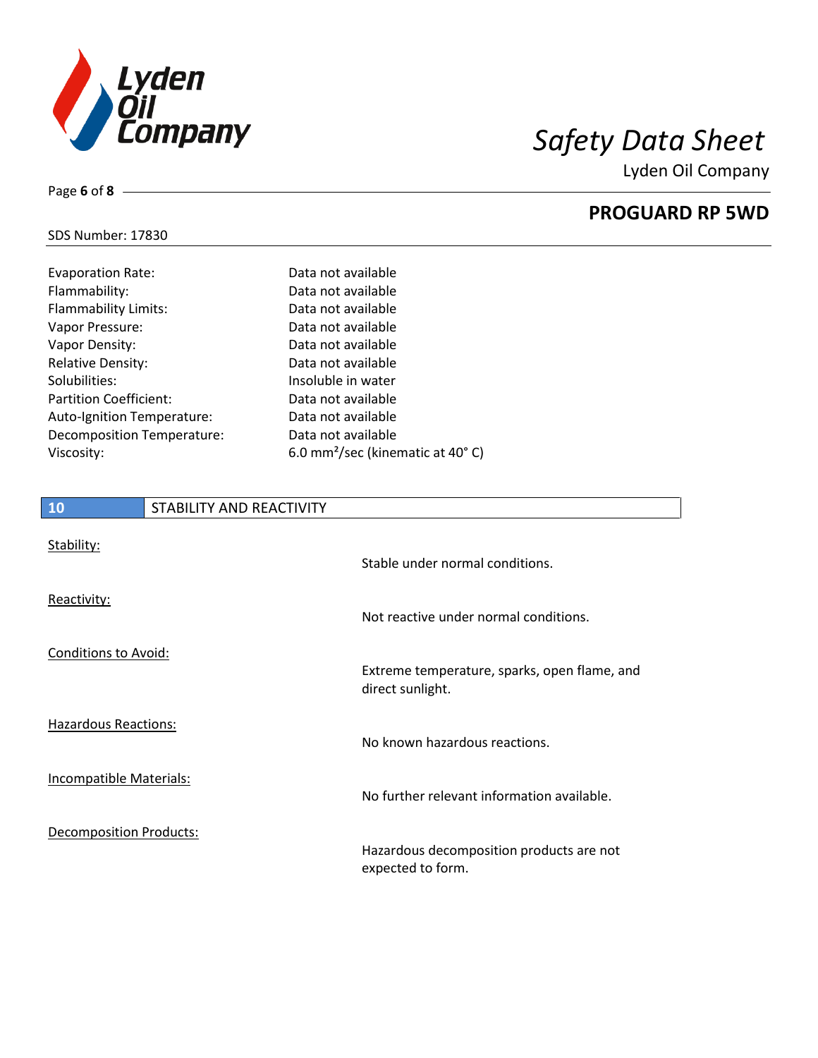| | |
|---|---|
| Evaporation Rate: | Data not available |
| Flammability: | Data not available |
| Flammability Limits: | Data not available |
| Vapor Pressure: | Data not available |
| Vapor Density: | Data not available |
| Relative Density: | Data not available |
| Solubilities: | Insoluble in water |
| Partition Coefficient: | Data not available |
| Auto-Ignition Temperature: | Data not available |
| Decomposition Temperature: | Data not available |
| Viscosity: | 6.0 $mm^2$/sec (kinematic at 40° C) |

## 10 STABILITY AND REACTIVITY

Stability:

Stable under normal conditions.

Reactivity:

Not reactive under normal conditions.

Conditions to Avoid:

Extreme temperature, sparks, open flame, and direct sunlight.

Hazardous Reactions:

No known hazardous reactions.

Incompatible Materials:

No further relevant information available.

Decomposition Products:

Hazardous decomposition products are not expected to form.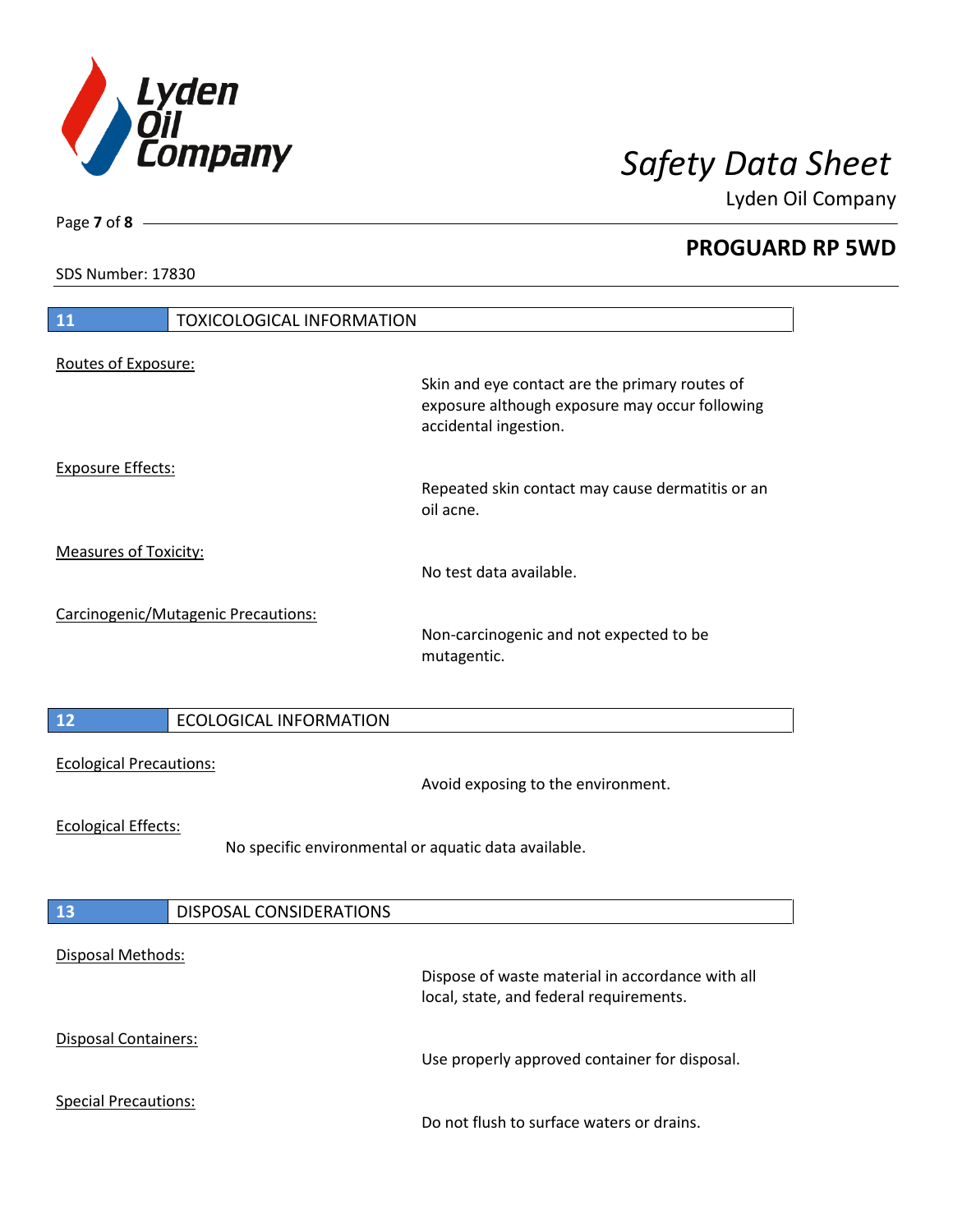## 11 TOXICOLOGICAL INFORMATION

Routes of Exposure:

Skin and eye contact are the primary routes of exposure although exposure may occur following accidental ingestion.

Exposure Effects:

Repeated skin contact may cause dermatitis or an oil acne.

Measures of Toxicity:

No test data available.

Carcinogenic/Mutagenic Precautions:

Non-carcinogenic and not expected to be mutagentic.

## 12 ECOLOGICAL INFORMATION

Ecological Precautions:

Avoid exposing to the environment.

Ecological Effects:

No specific environmental or aquatic data available.

## 13 DISPOSAL CONSIDERATIONS

Disposal Methods:

Dispose of waste material in accordance with all local, state, and federal requirements.

Disposal Containers:

Use properly approved container for disposal.

Special Precautions:

Do not flush to surface waters or drains.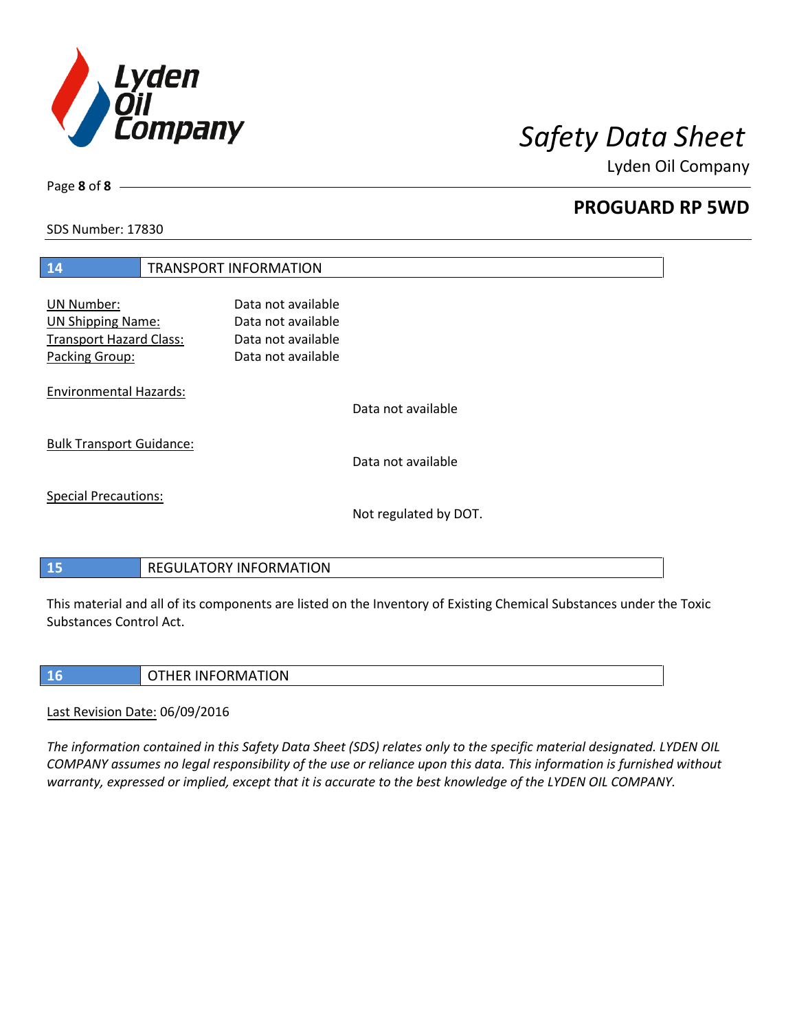## 14 TRANSPORT INFORMATION

UN Number: Data not available
UN Shipping Name: Data not available
Transport Hazard Class: Data not available
Packing Group: Data not available

Environmental Hazards:
Data not available

Bulk Transport Guidance:
Data not available

Special Precautions:
Not regulated by DOT.

## 15 REGULATORY INFORMATION

This material and all of its components are listed on the Inventory of Existing Chemical Substances under the Toxic Substances Control Act.

## 16 OTHER INFORMATION

Last Revision Date: 06/09/2016

*The information contained in this Safety Data Sheet (SDS) relates only to the specific material designated. LYDEN OIL COMPANY assumes no legal responsibility of the use or reliance upon this data. This information is furnished without warranty, expressed or implied, except that it is accurate to the best knowledge of the LYDEN OIL COMPANY.*